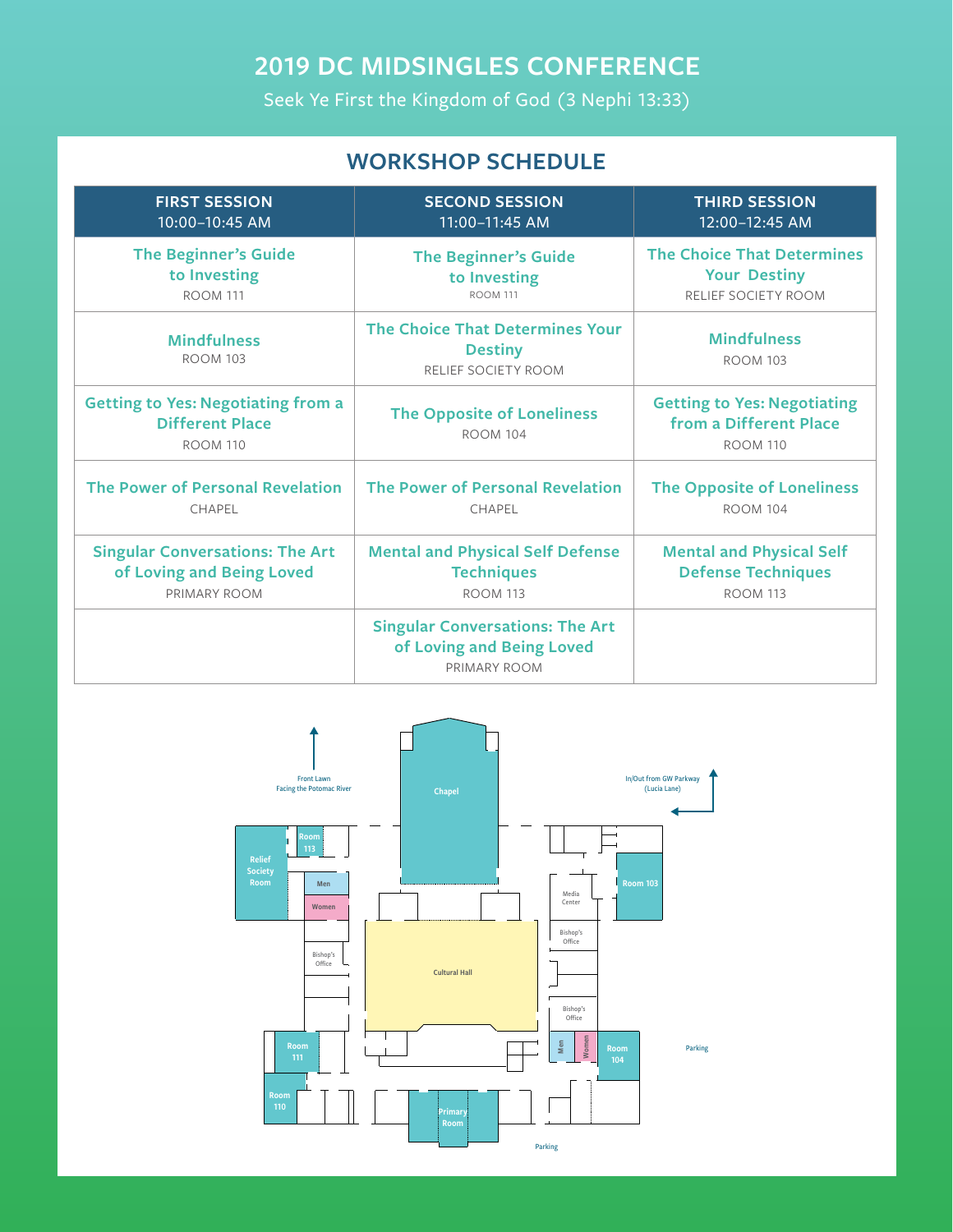# 2019 DC MIDSINGLES CONFERENCE

Seek Ye First the Kingdom of God (3 Nephi 13:33)

## WORKSHOP SCHEDULE

| FIRST SESSION 10:00–10:45 AM | SECOND SESSION 11:00–11:45 AM | THIRD SESSION 12:00–12:45 AM |
|---|---|---|
| **The Beginner's Guide to Investing** ROOM 111 | **The Beginner's Guide to Investing** ROOM 111 | **The Choice That Determines Your Destiny** RELIEF SOCIETY ROOM |
| **Mindfulness** ROOM 103 | **The Choice That Determines Your Destiny** RELIEF SOCIETY ROOM | **Mindfulness** ROOM 103 |
| **Getting to Yes: Negotiating from a Different Place** ROOM 110 | **The Opposite of Loneliness** ROOM 104 | **Getting to Yes: Negotiating from a Different Place** ROOM 110 |
| **The Power of Personal Revelation** CHAPEL | **The Power of Personal Revelation** CHAPEL | **The Opposite of Loneliness** ROOM 104 |
| **Singular Conversations: The Art of Loving and Being Loved** PRIMARY ROOM | **Mental and Physical Self Defense Techniques** ROOM 113 | **Mental and Physical Self Defense Techniques** ROOM 113 |
| | **Singular Conversations: The Art of Loving and Being Loved** PRIMARY ROOM | |

Front Lawn Facing the Potomac River

In/Out from GW Parkway (Lucia Lane)

Chapel

Relief Society Room

Room 113

Men

Women

Bishop's Office

Cultural Hall

Media Center

Bishop's Office

Bishop's Office

Room 103

Room 111

Room 110

Primary Room

Men

Women

Room 104

Parking

Parking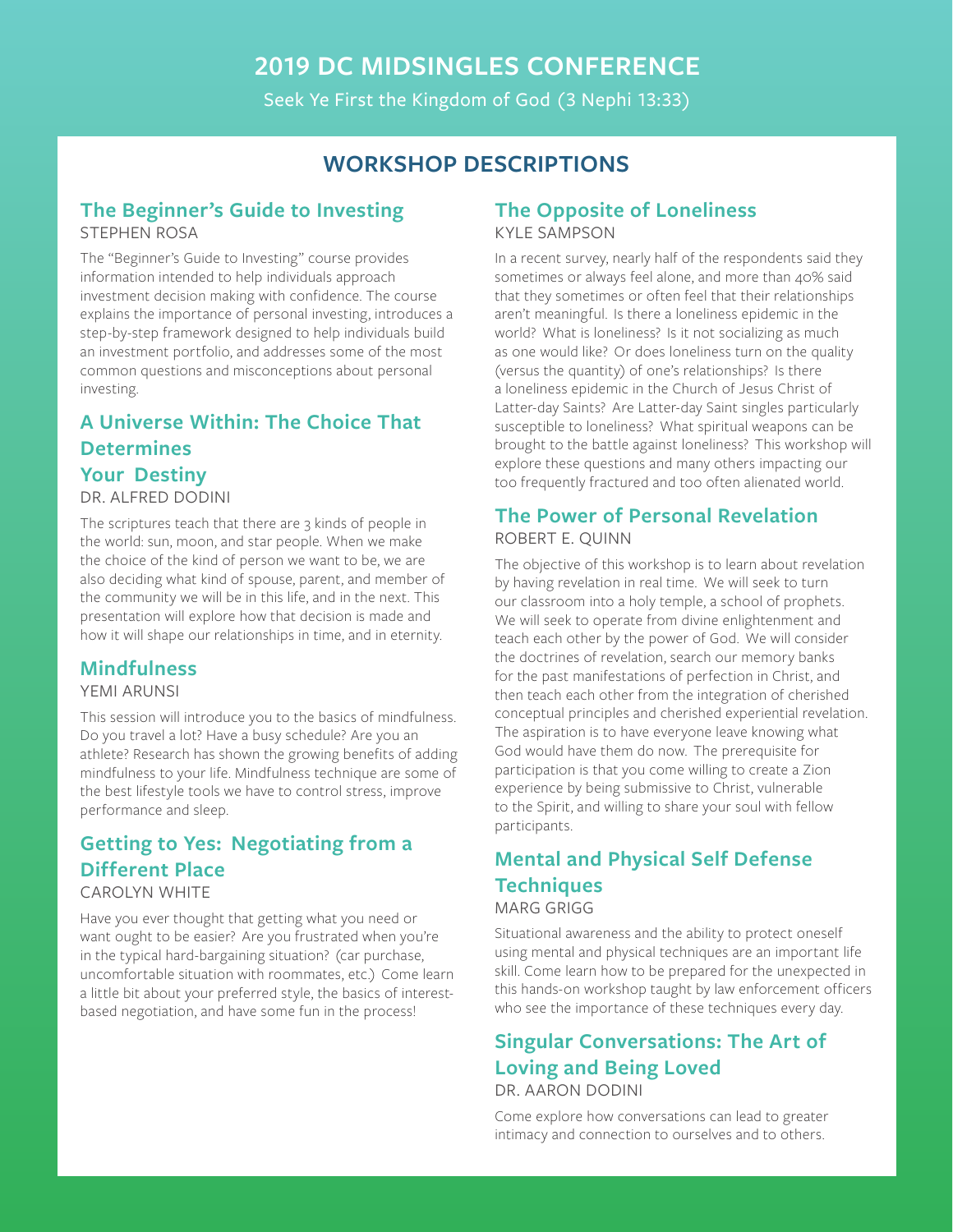# 2019 DC MIDSINGLES CONFERENCE

Seek Ye First the Kingdom of God (3 Nephi 13:33)

## WORKSHOP DESCRIPTIONS

### The Beginner's Guide to Investing

STEPHEN ROSA

The "Beginner's Guide to Investing" course provides information intended to help individuals approach investment decision making with confidence. The course explains the importance of personal investing, introduces a step-by-step framework designed to help individuals build an investment portfolio, and addresses some of the most common questions and misconceptions about personal investing.

### A Universe Within: The Choice That Determines Your Destiny

DR. ALFRED DODINI

The scriptures teach that there are 3 kinds of people in the world: sun, moon, and star people. When we make the choice of the kind of person we want to be, we are also deciding what kind of spouse, parent, and member of the community we will be in this life, and in the next. This presentation will explore how that decision is made and how it will shape our relationships in time, and in eternity.

### Mindfulness

YEMI ARUNSI

This session will introduce you to the basics of mindfulness. Do you travel a lot? Have a busy schedule? Are you an athlete? Research has shown the growing benefits of adding mindfulness to your life. Mindfulness technique are some of the best lifestyle tools we have to control stress, improve performance and sleep.

### Getting to Yes: Negotiating from a Different Place

CAROLYN WHITE

Have you ever thought that getting what you need or want ought to be easier? Are you frustrated when you're in the typical hard-bargaining situation? (car purchase, uncomfortable situation with roommates, etc.) Come learn a little bit about your preferred style, the basics of interest-based negotiation, and have some fun in the process!

### The Opposite of Loneliness

KYLE SAMPSON

In a recent survey, nearly half of the respondents said they sometimes or always feel alone, and more than 40% said that they sometimes or often feel that their relationships aren't meaningful. Is there a loneliness epidemic in the world? What is loneliness? Is it not socializing as much as one would like? Or does loneliness turn on the quality (versus the quantity) of one's relationships? Is there a loneliness epidemic in the Church of Jesus Christ of Latter-day Saints? Are Latter-day Saint singles particularly susceptible to loneliness? What spiritual weapons can be brought to the battle against loneliness? This workshop will explore these questions and many others impacting our too frequently fractured and too often alienated world.

### The Power of Personal Revelation

ROBERT E. QUINN

The objective of this workshop is to learn about revelation by having revelation in real time. We will seek to turn our classroom into a holy temple, a school of prophets. We will seek to operate from divine enlightenment and teach each other by the power of God. We will consider the doctrines of revelation, search our memory banks for the past manifestations of perfection in Christ, and then teach each other from the integration of cherished conceptual principles and cherished experiential revelation. The aspiration is to have everyone leave knowing what God would have them do now. The prerequisite for participation is that you come willing to create a Zion experience by being submissive to Christ, vulnerable to the Spirit, and willing to share your soul with fellow participants.

### Mental and Physical Self Defense Techniques

MARG GRIGG

Situational awareness and the ability to protect oneself using mental and physical techniques are an important life skill. Come learn how to be prepared for the unexpected in this hands-on workshop taught by law enforcement officers who see the importance of these techniques every day.

### Singular Conversations: The Art of Loving and Being Loved

DR. AARON DODINI

Come explore how conversations can lead to greater intimacy and connection to ourselves and to others.